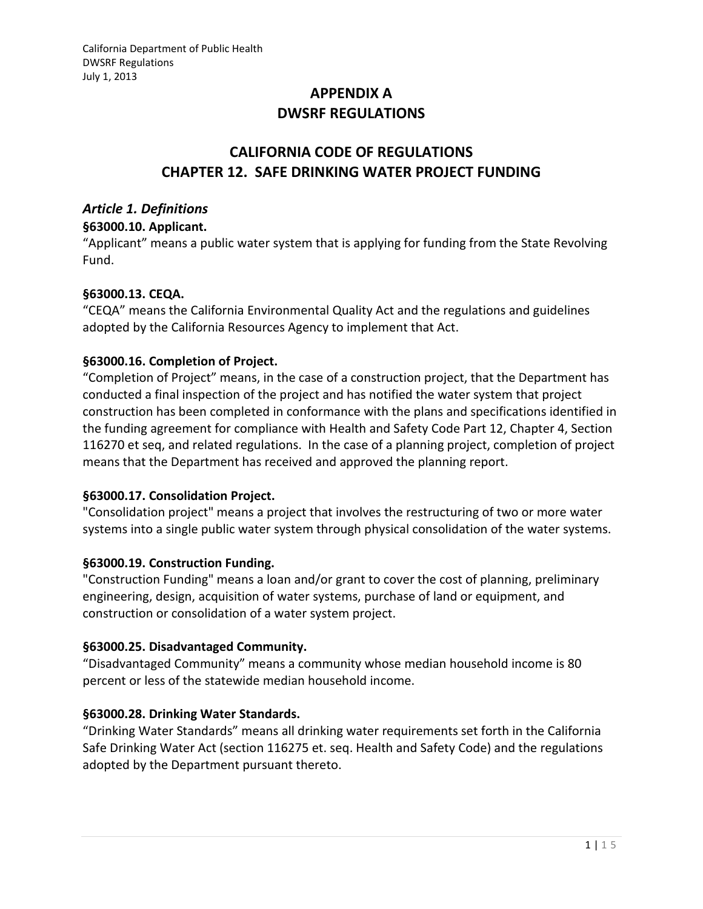# APPENDIX A
# DWSRF REGULATIONS

## CALIFORNIA CODE OF REGULATIONS
## CHAPTER 12. SAFE DRINKING WATER PROJECT FUNDING

### *Article 1. Definitions*

**§63000.10. Applicant.**

"Applicant" means a public water system that is applying for funding from the State Revolving Fund.

**§63000.13. CEQA.**

"CEQA" means the California Environmental Quality Act and the regulations and guidelines adopted by the California Resources Agency to implement that Act.

**§63000.16. Completion of Project.**

"Completion of Project" means, in the case of a construction project, that the Department has conducted a final inspection of the project and has notified the water system that project construction has been completed in conformance with the plans and specifications identified in the funding agreement for compliance with Health and Safety Code Part 12, Chapter 4, Section 116270 et seq, and related regulations. In the case of a planning project, completion of project means that the Department has received and approved the planning report.

**§63000.17. Consolidation Project.**

"Consolidation project" means a project that involves the restructuring of two or more water systems into a single public water system through physical consolidation of the water systems.

**§63000.19. Construction Funding.**

"Construction Funding" means a loan and/or grant to cover the cost of planning, preliminary engineering, design, acquisition of water systems, purchase of land or equipment, and construction or consolidation of a water system project.

**§63000.25. Disadvantaged Community.**

"Disadvantaged Community" means a community whose median household income is 80 percent or less of the statewide median household income.

**§63000.28. Drinking Water Standards.**

"Drinking Water Standards" means all drinking water requirements set forth in the California Safe Drinking Water Act (section 116275 et. seq. Health and Safety Code) and the regulations adopted by the Department pursuant thereto.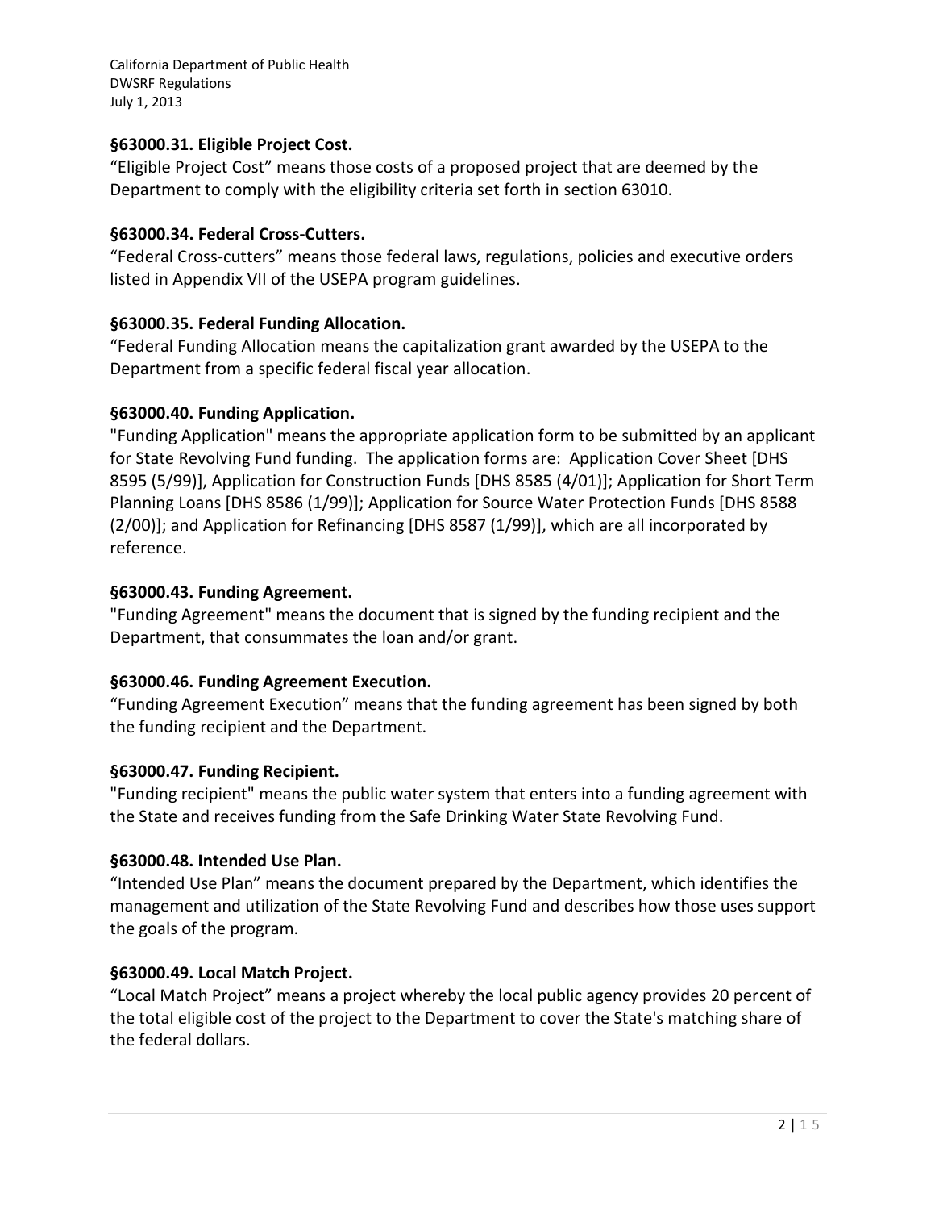### §63000.31. Eligible Project Cost.

"Eligible Project Cost" means those costs of a proposed project that are deemed by the Department to comply with the eligibility criteria set forth in section 63010.

### §63000.34. Federal Cross-Cutters.

"Federal Cross-cutters" means those federal laws, regulations, policies and executive orders listed in Appendix VII of the USEPA program guidelines.

### §63000.35. Federal Funding Allocation.

"Federal Funding Allocation means the capitalization grant awarded by the USEPA to the Department from a specific federal fiscal year allocation.

### §63000.40. Funding Application.

"Funding Application" means the appropriate application form to be submitted by an applicant for State Revolving Fund funding. The application forms are: Application Cover Sheet [DHS 8595 (5/99)], Application for Construction Funds [DHS 8585 (4/01)]; Application for Short Term Planning Loans [DHS 8586 (1/99)]; Application for Source Water Protection Funds [DHS 8588 (2/00)]; and Application for Refinancing [DHS 8587 (1/99)], which are all incorporated by reference.

### §63000.43. Funding Agreement.

"Funding Agreement" means the document that is signed by the funding recipient and the Department, that consummates the loan and/or grant.

### §63000.46. Funding Agreement Execution.

"Funding Agreement Execution" means that the funding agreement has been signed by both the funding recipient and the Department.

### §63000.47. Funding Recipient.

"Funding recipient" means the public water system that enters into a funding agreement with the State and receives funding from the Safe Drinking Water State Revolving Fund.

### §63000.48. Intended Use Plan.

"Intended Use Plan" means the document prepared by the Department, which identifies the management and utilization of the State Revolving Fund and describes how those uses support the goals of the program.

### §63000.49. Local Match Project.

"Local Match Project" means a project whereby the local public agency provides 20 percent of the total eligible cost of the project to the Department to cover the State's matching share of the federal dollars.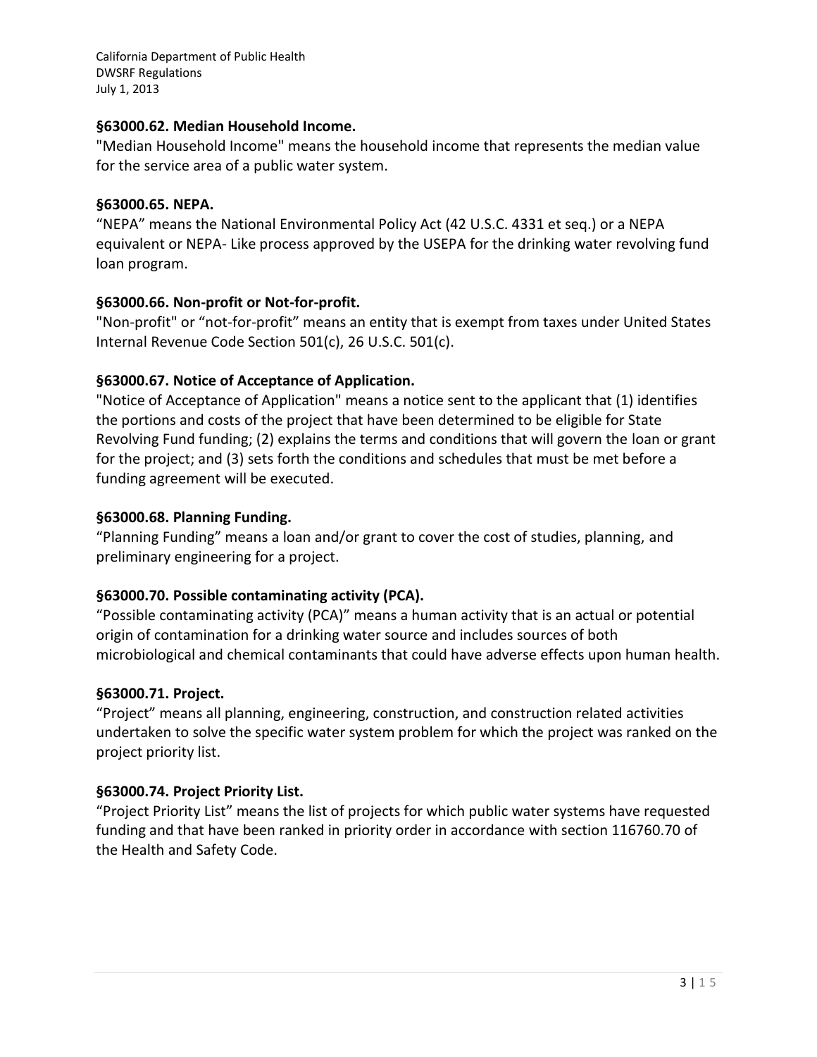### §63000.62. Median Household Income.

"Median Household Income" means the household income that represents the median value for the service area of a public water system.

### §63000.65. NEPA.

"NEPA" means the National Environmental Policy Act (42 U.S.C. 4331 et seq.) or a NEPA equivalent or NEPA- Like process approved by the USEPA for the drinking water revolving fund loan program.

### §63000.66. Non-profit or Not-for-profit.

"Non-profit" or "not-for-profit" means an entity that is exempt from taxes under United States Internal Revenue Code Section 501(c), 26 U.S.C. 501(c).

### §63000.67. Notice of Acceptance of Application.

"Notice of Acceptance of Application" means a notice sent to the applicant that (1) identifies the portions and costs of the project that have been determined to be eligible for State Revolving Fund funding; (2) explains the terms and conditions that will govern the loan or grant for the project; and (3) sets forth the conditions and schedules that must be met before a funding agreement will be executed.

### §63000.68. Planning Funding.

"Planning Funding" means a loan and/or grant to cover the cost of studies, planning, and preliminary engineering for a project.

### §63000.70. Possible contaminating activity (PCA).

"Possible contaminating activity (PCA)" means a human activity that is an actual or potential origin of contamination for a drinking water source and includes sources of both microbiological and chemical contaminants that could have adverse effects upon human health.

### §63000.71. Project.

"Project" means all planning, engineering, construction, and construction related activities undertaken to solve the specific water system problem for which the project was ranked on the project priority list.

### §63000.74. Project Priority List.

"Project Priority List" means the list of projects for which public water systems have requested funding and that have been ranked in priority order in accordance with section 116760.70 of the Health and Safety Code.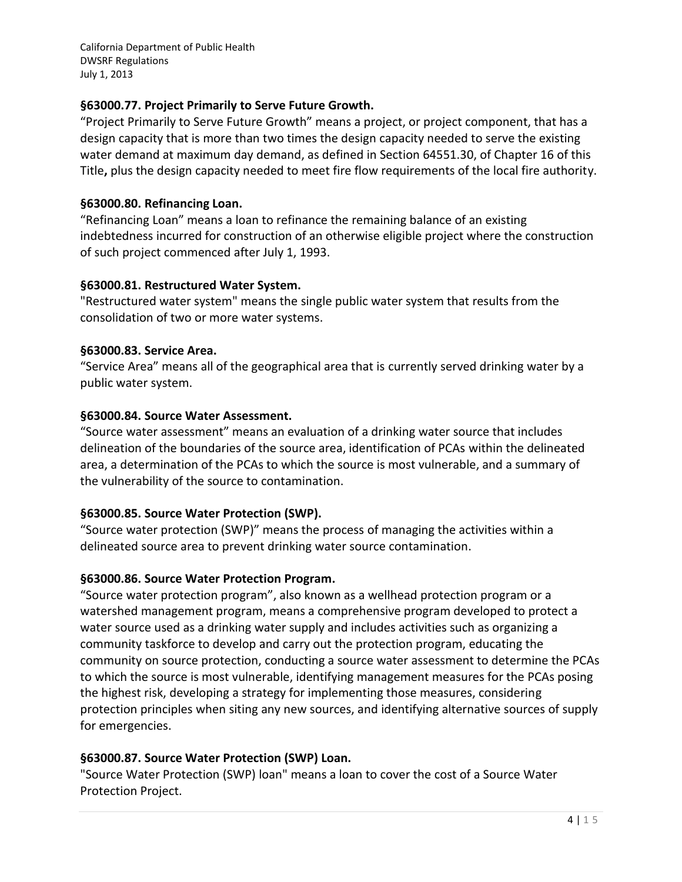### §63000.77. Project Primarily to Serve Future Growth.

"Project Primarily to Serve Future Growth" means a project, or project component, that has a design capacity that is more than two times the design capacity needed to serve the existing water demand at maximum day demand, as defined in Section 64551.30, of Chapter 16 of this Title**,** plus the design capacity needed to meet fire flow requirements of the local fire authority.

### §63000.80. Refinancing Loan.

"Refinancing Loan" means a loan to refinance the remaining balance of an existing indebtedness incurred for construction of an otherwise eligible project where the construction of such project commenced after July 1, 1993.

### §63000.81. Restructured Water System.

"Restructured water system" means the single public water system that results from the consolidation of two or more water systems.

### §63000.83. Service Area.

"Service Area" means all of the geographical area that is currently served drinking water by a public water system.

### §63000.84. Source Water Assessment.

"Source water assessment" means an evaluation of a drinking water source that includes delineation of the boundaries of the source area, identification of PCAs within the delineated area, a determination of the PCAs to which the source is most vulnerable, and a summary of the vulnerability of the source to contamination.

### §63000.85. Source Water Protection (SWP).

"Source water protection (SWP)" means the process of managing the activities within a delineated source area to prevent drinking water source contamination.

### §63000.86. Source Water Protection Program.

"Source water protection program", also known as a wellhead protection program or a watershed management program, means a comprehensive program developed to protect a water source used as a drinking water supply and includes activities such as organizing a community taskforce to develop and carry out the protection program, educating the community on source protection, conducting a source water assessment to determine the PCAs to which the source is most vulnerable, identifying management measures for the PCAs posing the highest risk, developing a strategy for implementing those measures, considering protection principles when siting any new sources, and identifying alternative sources of supply for emergencies.

### §63000.87. Source Water Protection (SWP) Loan.

"Source Water Protection (SWP) loan" means a loan to cover the cost of a Source Water Protection Project.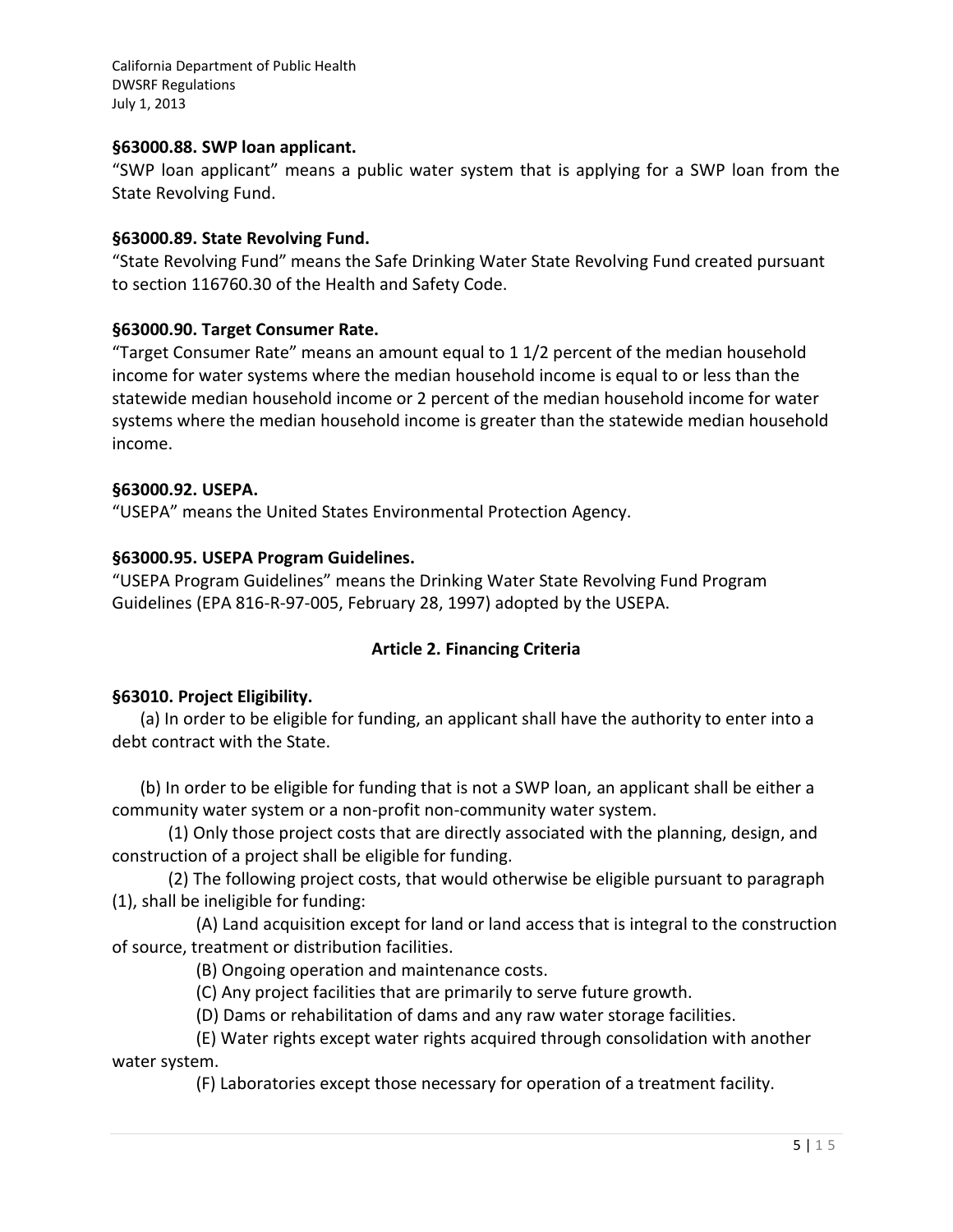### §63000.88. SWP loan applicant.

"SWP loan applicant" means a public water system that is applying for a SWP loan from the State Revolving Fund.

### §63000.89. State Revolving Fund.

"State Revolving Fund" means the Safe Drinking Water State Revolving Fund created pursuant to section 116760.30 of the Health and Safety Code.

### §63000.90. Target Consumer Rate.

"Target Consumer Rate" means an amount equal to 1 1/2 percent of the median household income for water systems where the median household income is equal to or less than the statewide median household income or 2 percent of the median household income for water systems where the median household income is greater than the statewide median household income.

### §63000.92. USEPA.

"USEPA" means the United States Environmental Protection Agency.

### §63000.95. USEPA Program Guidelines.

"USEPA Program Guidelines" means the Drinking Water State Revolving Fund Program Guidelines (EPA 816-R-97-005, February 28, 1997) adopted by the USEPA.

## Article 2. Financing Criteria

### §63010. Project Eligibility.

(a) In order to be eligible for funding, an applicant shall have the authority to enter into a debt contract with the State.

(b) In order to be eligible for funding that is not a SWP loan, an applicant shall be either a community water system or a non-profit non-community water system.

(1) Only those project costs that are directly associated with the planning, design, and construction of a project shall be eligible for funding.

(2) The following project costs, that would otherwise be eligible pursuant to paragraph (1), shall be ineligible for funding:

(A) Land acquisition except for land or land access that is integral to the construction of source, treatment or distribution facilities.

(B) Ongoing operation and maintenance costs.

(C) Any project facilities that are primarily to serve future growth.

(D) Dams or rehabilitation of dams and any raw water storage facilities.

(E) Water rights except water rights acquired through consolidation with another water system.

(F) Laboratories except those necessary for operation of a treatment facility.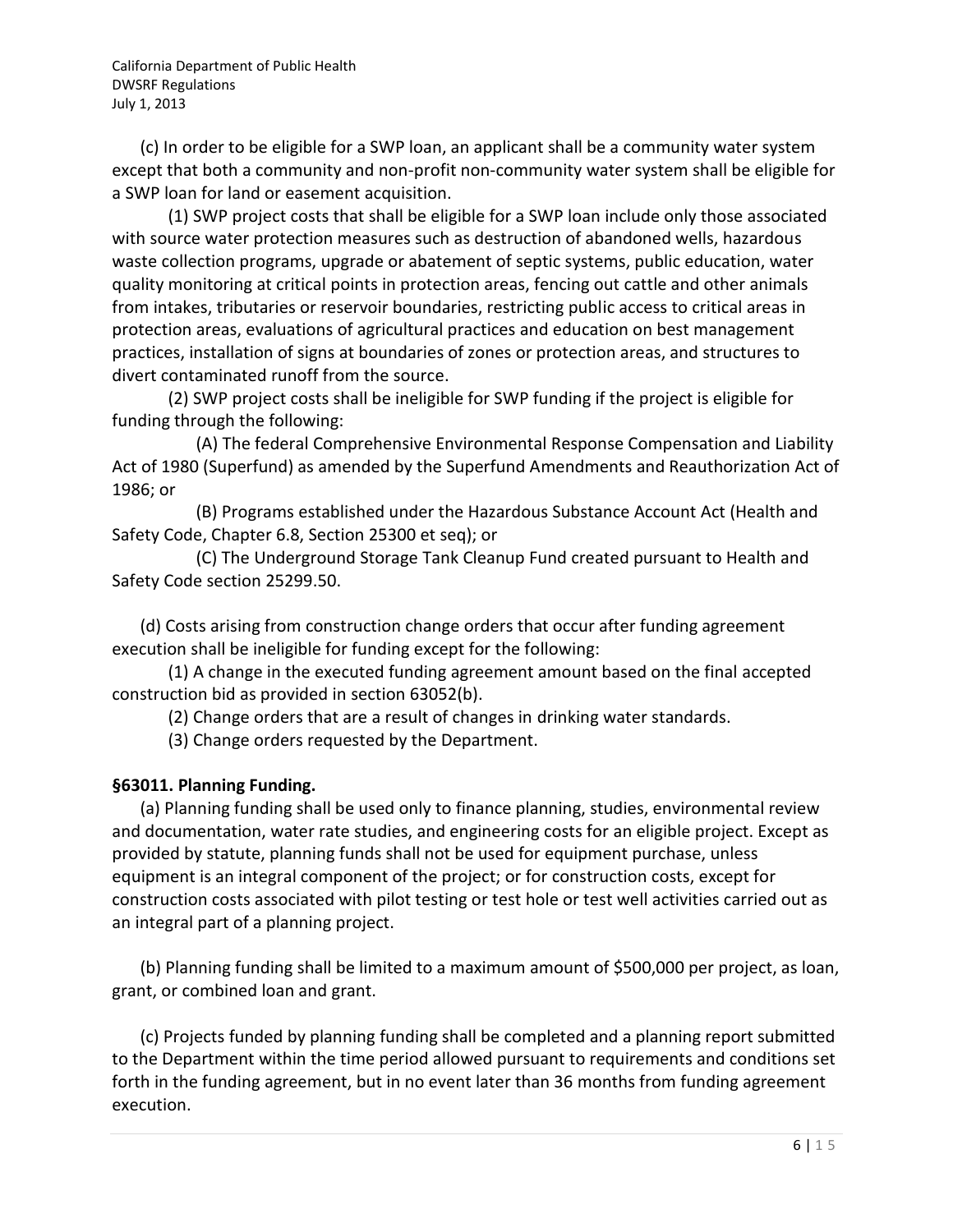(c) In order to be eligible for a SWP loan, an applicant shall be a community water system except that both a community and non-profit non-community water system shall be eligible for a SWP loan for land or easement acquisition.

(1) SWP project costs that shall be eligible for a SWP loan include only those associated with source water protection measures such as destruction of abandoned wells, hazardous waste collection programs, upgrade or abatement of septic systems, public education, water quality monitoring at critical points in protection areas, fencing out cattle and other animals from intakes, tributaries or reservoir boundaries, restricting public access to critical areas in protection areas, evaluations of agricultural practices and education on best management practices, installation of signs at boundaries of zones or protection areas, and structures to divert contaminated runoff from the source.

(2) SWP project costs shall be ineligible for SWP funding if the project is eligible for funding through the following:

(A) The federal Comprehensive Environmental Response Compensation and Liability Act of 1980 (Superfund) as amended by the Superfund Amendments and Reauthorization Act of 1986; or

(B) Programs established under the Hazardous Substance Account Act (Health and Safety Code, Chapter 6.8, Section 25300 et seq); or

(C) The Underground Storage Tank Cleanup Fund created pursuant to Health and Safety Code section 25299.50.

(d) Costs arising from construction change orders that occur after funding agreement execution shall be ineligible for funding except for the following:

(1) A change in the executed funding agreement amount based on the final accepted construction bid as provided in section 63052(b).

(2) Change orders that are a result of changes in drinking water standards.

(3) Change orders requested by the Department.

**§63011. Planning Funding.**

(a) Planning funding shall be used only to finance planning, studies, environmental review and documentation, water rate studies, and engineering costs for an eligible project. Except as provided by statute, planning funds shall not be used for equipment purchase, unless equipment is an integral component of the project; or for construction costs, except for construction costs associated with pilot testing or test hole or test well activities carried out as an integral part of a planning project.

(b) Planning funding shall be limited to a maximum amount of $500,000 per project, as loan, grant, or combined loan and grant.

(c) Projects funded by planning funding shall be completed and a planning report submitted to the Department within the time period allowed pursuant to requirements and conditions set forth in the funding agreement, but in no event later than 36 months from funding agreement execution.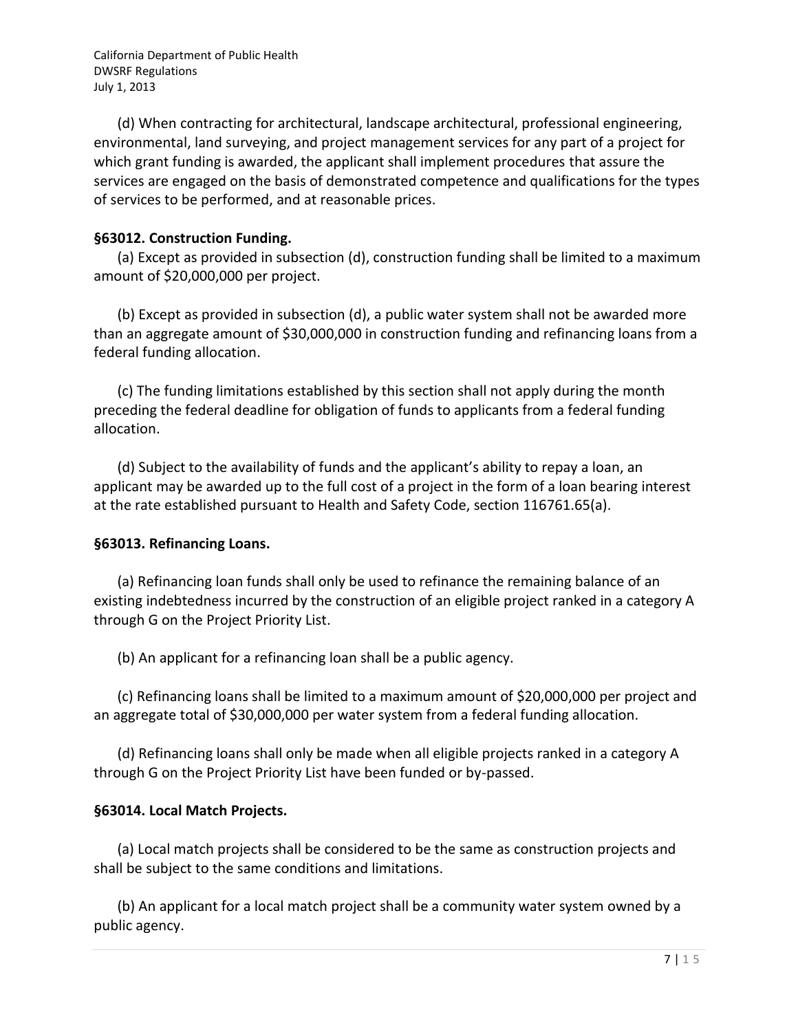(d) When contracting for architectural, landscape architectural, professional engineering, environmental, land surveying, and project management services for any part of a project for which grant funding is awarded, the applicant shall implement procedures that assure the services are engaged on the basis of demonstrated competence and qualifications for the types of services to be performed, and at reasonable prices.

**§63012. Construction Funding.**

(a) Except as provided in subsection (d), construction funding shall be limited to a maximum amount of $20,000,000 per project.

(b) Except as provided in subsection (d), a public water system shall not be awarded more than an aggregate amount of $30,000,000 in construction funding and refinancing loans from a federal funding allocation.

(c) The funding limitations established by this section shall not apply during the month preceding the federal deadline for obligation of funds to applicants from a federal funding allocation.

(d) Subject to the availability of funds and the applicant's ability to repay a loan, an applicant may be awarded up to the full cost of a project in the form of a loan bearing interest at the rate established pursuant to Health and Safety Code, section 116761.65(a).

**§63013. Refinancing Loans.**

(a) Refinancing loan funds shall only be used to refinance the remaining balance of an existing indebtedness incurred by the construction of an eligible project ranked in a category A through G on the Project Priority List.

(b) An applicant for a refinancing loan shall be a public agency.

(c) Refinancing loans shall be limited to a maximum amount of $20,000,000 per project and an aggregate total of $30,000,000 per water system from a federal funding allocation.

(d) Refinancing loans shall only be made when all eligible projects ranked in a category A through G on the Project Priority List have been funded or by-passed.

**§63014. Local Match Projects.**

(a) Local match projects shall be considered to be the same as construction projects and shall be subject to the same conditions and limitations.

(b) An applicant for a local match project shall be a community water system owned by a public agency.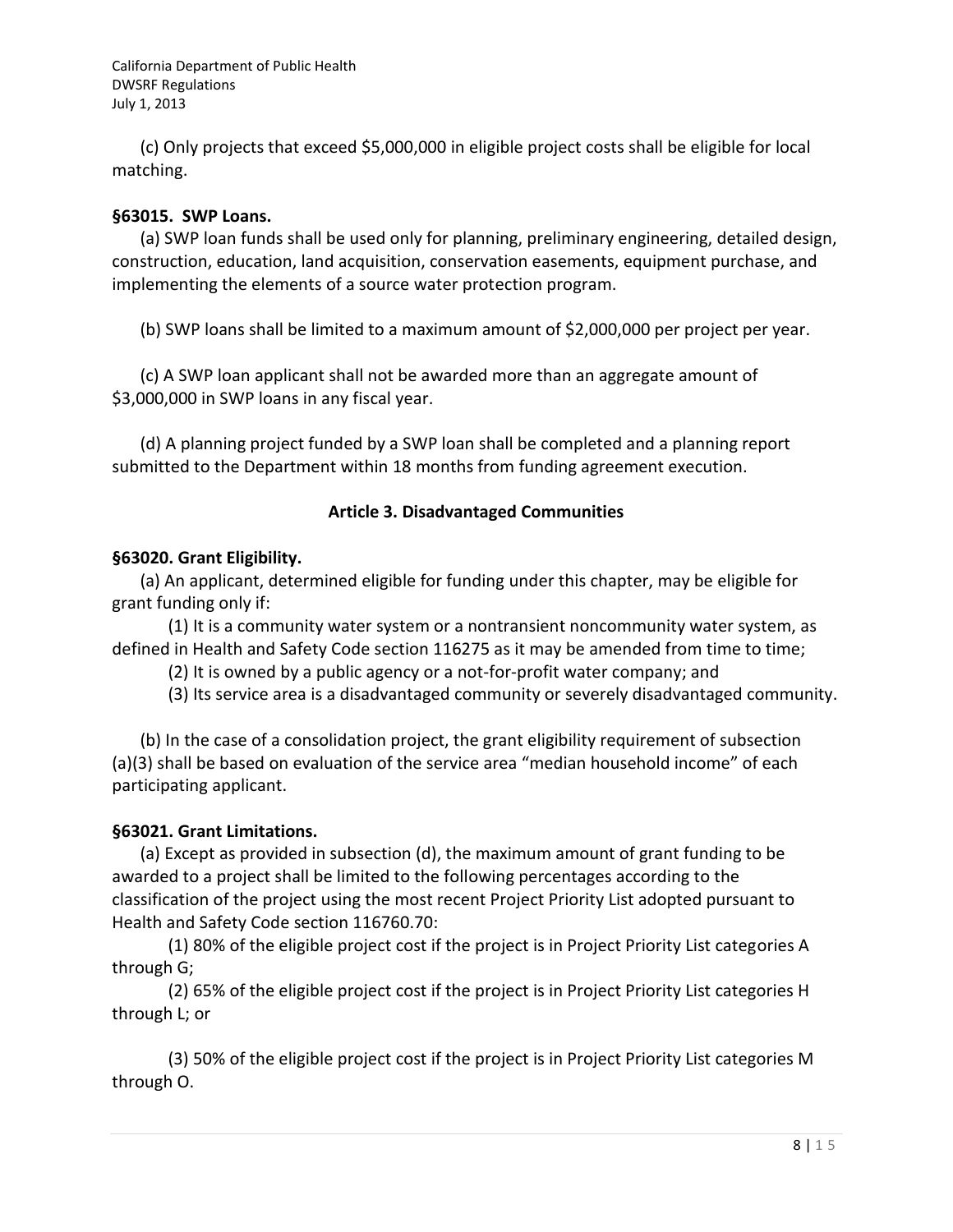(c) Only projects that exceed $5,000,000 in eligible project costs shall be eligible for local matching.

**§63015. SWP Loans.**

(a) SWP loan funds shall be used only for planning, preliminary engineering, detailed design, construction, education, land acquisition, conservation easements, equipment purchase, and implementing the elements of a source water protection program.

(b) SWP loans shall be limited to a maximum amount of $2,000,000 per project per year.

(c) A SWP loan applicant shall not be awarded more than an aggregate amount of $3,000,000 in SWP loans in any fiscal year.

(d) A planning project funded by a SWP loan shall be completed and a planning report submitted to the Department within 18 months from funding agreement execution.

## Article 3. Disadvantaged Communities

**§63020. Grant Eligibility.**

(a) An applicant, determined eligible for funding under this chapter, may be eligible for grant funding only if:

(1) It is a community water system or a nontransient noncommunity water system, as defined in Health and Safety Code section 116275 as it may be amended from time to time;

(2) It is owned by a public agency or a not-for-profit water company; and

(3) Its service area is a disadvantaged community or severely disadvantaged community.

(b) In the case of a consolidation project, the grant eligibility requirement of subsection (a)(3) shall be based on evaluation of the service area "median household income" of each participating applicant.

**§63021. Grant Limitations.**

(a) Except as provided in subsection (d), the maximum amount of grant funding to be awarded to a project shall be limited to the following percentages according to the classification of the project using the most recent Project Priority List adopted pursuant to Health and Safety Code section 116760.70:

(1) 80% of the eligible project cost if the project is in Project Priority List categories A through G;

(2) 65% of the eligible project cost if the project is in Project Priority List categories H through L; or

(3) 50% of the eligible project cost if the project is in Project Priority List categories M through O.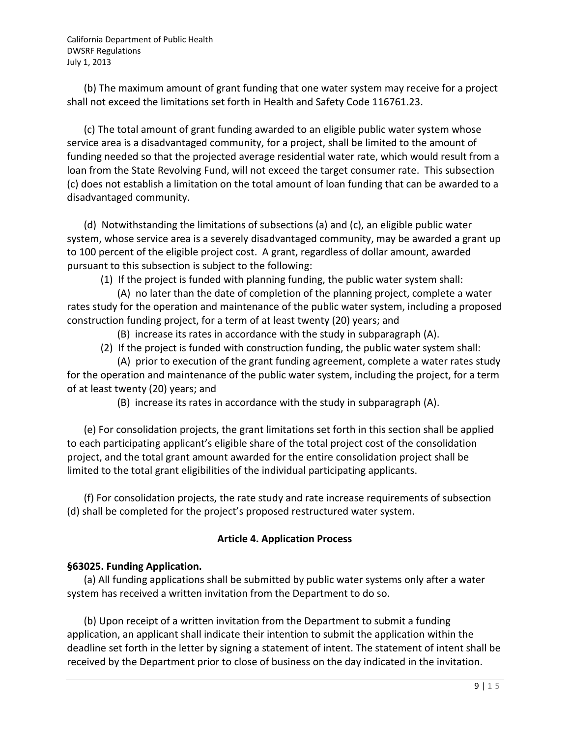(b) The maximum amount of grant funding that one water system may receive for a project shall not exceed the limitations set forth in Health and Safety Code 116761.23.

(c) The total amount of grant funding awarded to an eligible public water system whose service area is a disadvantaged community, for a project, shall be limited to the amount of funding needed so that the projected average residential water rate, which would result from a loan from the State Revolving Fund, will not exceed the target consumer rate. This subsection (c) does not establish a limitation on the total amount of loan funding that can be awarded to a disadvantaged community.

(d) Notwithstanding the limitations of subsections (a) and (c), an eligible public water system, whose service area is a severely disadvantaged community, may be awarded a grant up to 100 percent of the eligible project cost. A grant, regardless of dollar amount, awarded pursuant to this subsection is subject to the following:

(1) If the project is funded with planning funding, the public water system shall:

(A) no later than the date of completion of the planning project, complete a water rates study for the operation and maintenance of the public water system, including a proposed construction funding project, for a term of at least twenty (20) years; and

(B) increase its rates in accordance with the study in subparagraph (A).

(2) If the project is funded with construction funding, the public water system shall:

(A) prior to execution of the grant funding agreement, complete a water rates study for the operation and maintenance of the public water system, including the project, for a term of at least twenty (20) years; and

(B) increase its rates in accordance with the study in subparagraph (A).

(e) For consolidation projects, the grant limitations set forth in this section shall be applied to each participating applicant's eligible share of the total project cost of the consolidation project, and the total grant amount awarded for the entire consolidation project shall be limited to the total grant eligibilities of the individual participating applicants.

(f) For consolidation projects, the rate study and rate increase requirements of subsection (d) shall be completed for the project's proposed restructured water system.

## Article 4. Application Process

### §63025. Funding Application.

(a) All funding applications shall be submitted by public water systems only after a water system has received a written invitation from the Department to do so.

(b) Upon receipt of a written invitation from the Department to submit a funding application, an applicant shall indicate their intention to submit the application within the deadline set forth in the letter by signing a statement of intent. The statement of intent shall be received by the Department prior to close of business on the day indicated in the invitation.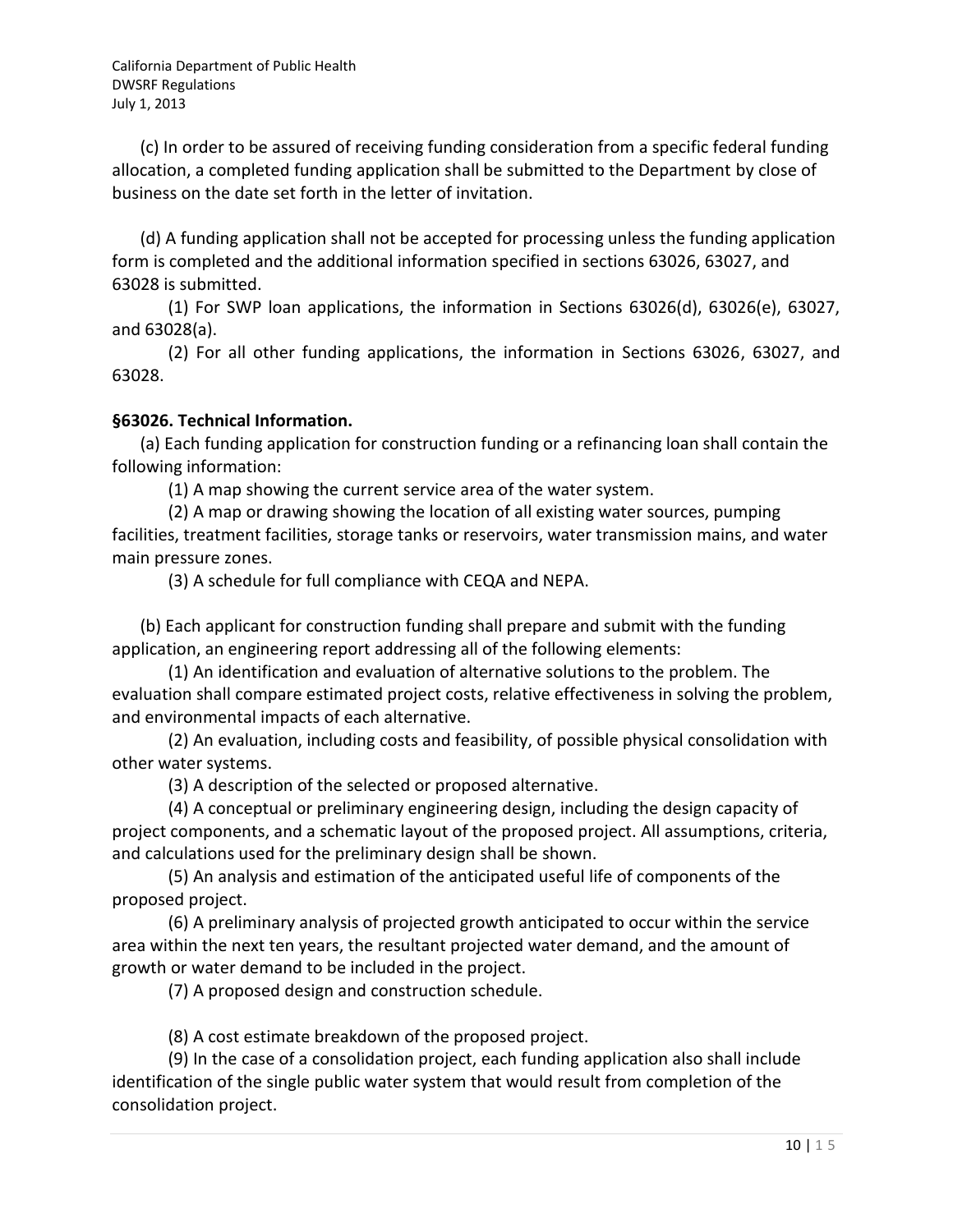(c) In order to be assured of receiving funding consideration from a specific federal funding allocation, a completed funding application shall be submitted to the Department by close of business on the date set forth in the letter of invitation.

(d) A funding application shall not be accepted for processing unless the funding application form is completed and the additional information specified in sections 63026, 63027, and 63028 is submitted.

(1) For SWP loan applications, the information in Sections 63026(d), 63026(e), 63027, and 63028(a).

(2) For all other funding applications, the information in Sections 63026, 63027, and 63028.

**§63026. Technical Information.**

(a) Each funding application for construction funding or a refinancing loan shall contain the following information:

(1) A map showing the current service area of the water system.

(2) A map or drawing showing the location of all existing water sources, pumping facilities, treatment facilities, storage tanks or reservoirs, water transmission mains, and water main pressure zones.

(3) A schedule for full compliance with CEQA and NEPA.

(b) Each applicant for construction funding shall prepare and submit with the funding application, an engineering report addressing all of the following elements:

(1) An identification and evaluation of alternative solutions to the problem. The evaluation shall compare estimated project costs, relative effectiveness in solving the problem, and environmental impacts of each alternative.

(2) An evaluation, including costs and feasibility, of possible physical consolidation with other water systems.

(3) A description of the selected or proposed alternative.

(4) A conceptual or preliminary engineering design, including the design capacity of project components, and a schematic layout of the proposed project. All assumptions, criteria, and calculations used for the preliminary design shall be shown.

(5) An analysis and estimation of the anticipated useful life of components of the proposed project.

(6) A preliminary analysis of projected growth anticipated to occur within the service area within the next ten years, the resultant projected water demand, and the amount of growth or water demand to be included in the project.

(7) A proposed design and construction schedule.

(8) A cost estimate breakdown of the proposed project.

(9) In the case of a consolidation project, each funding application also shall include identification of the single public water system that would result from completion of the consolidation project.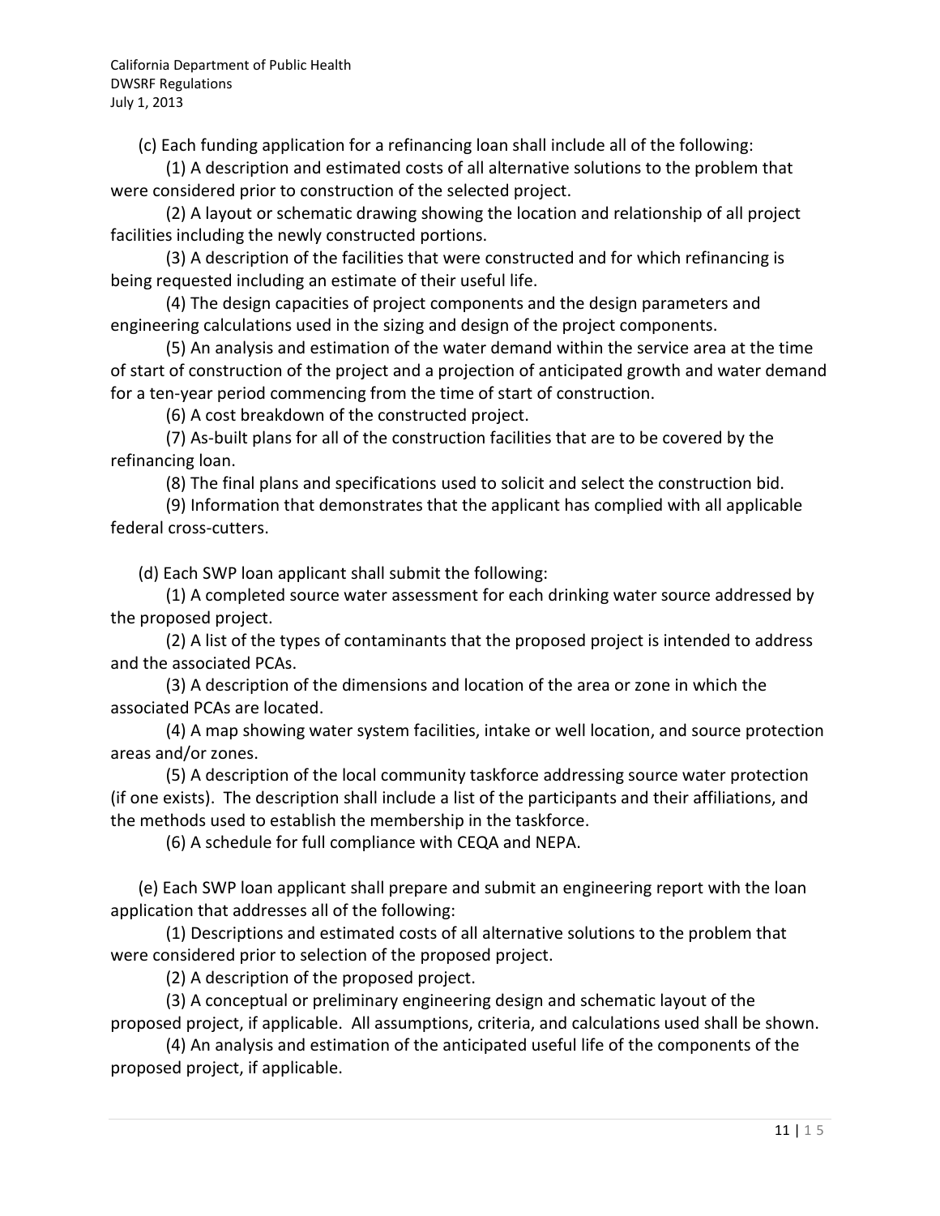(c) Each funding application for a refinancing loan shall include all of the following:

(1) A description and estimated costs of all alternative solutions to the problem that were considered prior to construction of the selected project.

(2) A layout or schematic drawing showing the location and relationship of all project facilities including the newly constructed portions.

(3) A description of the facilities that were constructed and for which refinancing is being requested including an estimate of their useful life.

(4) The design capacities of project components and the design parameters and engineering calculations used in the sizing and design of the project components.

(5) An analysis and estimation of the water demand within the service area at the time of start of construction of the project and a projection of anticipated growth and water demand for a ten-year period commencing from the time of start of construction.

(6) A cost breakdown of the constructed project.

(7) As-built plans for all of the construction facilities that are to be covered by the refinancing loan.

(8) The final plans and specifications used to solicit and select the construction bid.

(9) Information that demonstrates that the applicant has complied with all applicable federal cross-cutters.

(d) Each SWP loan applicant shall submit the following:

(1) A completed source water assessment for each drinking water source addressed by the proposed project.

(2) A list of the types of contaminants that the proposed project is intended to address and the associated PCAs.

(3) A description of the dimensions and location of the area or zone in which the associated PCAs are located.

(4) A map showing water system facilities, intake or well location, and source protection areas and/or zones.

(5) A description of the local community taskforce addressing source water protection (if one exists). The description shall include a list of the participants and their affiliations, and the methods used to establish the membership in the taskforce.

(6) A schedule for full compliance with CEQA and NEPA.

(e) Each SWP loan applicant shall prepare and submit an engineering report with the loan application that addresses all of the following:

(1) Descriptions and estimated costs of all alternative solutions to the problem that were considered prior to selection of the proposed project.

(2) A description of the proposed project.

(3) A conceptual or preliminary engineering design and schematic layout of the proposed project, if applicable. All assumptions, criteria, and calculations used shall be shown.

(4) An analysis and estimation of the anticipated useful life of the components of the proposed project, if applicable.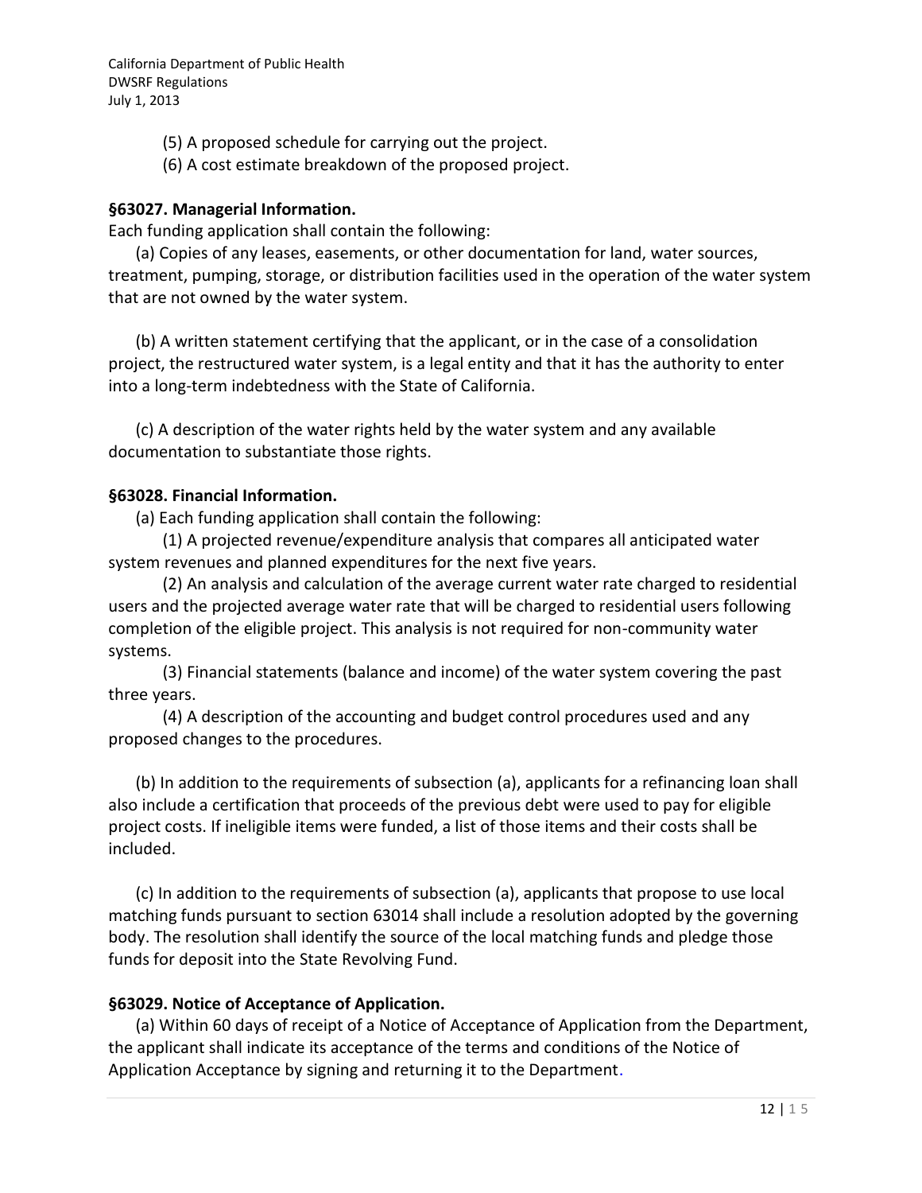(5) A proposed schedule for carrying out the project.

(6) A cost estimate breakdown of the proposed project.

**§63027. Managerial Information.**

Each funding application shall contain the following:

(a) Copies of any leases, easements, or other documentation for land, water sources, treatment, pumping, storage, or distribution facilities used in the operation of the water system that are not owned by the water system.

(b) A written statement certifying that the applicant, or in the case of a consolidation project, the restructured water system, is a legal entity and that it has the authority to enter into a long-term indebtedness with the State of California.

(c) A description of the water rights held by the water system and any available documentation to substantiate those rights.

**§63028. Financial Information.**

(a) Each funding application shall contain the following:

(1) A projected revenue/expenditure analysis that compares all anticipated water system revenues and planned expenditures for the next five years.

(2) An analysis and calculation of the average current water rate charged to residential users and the projected average water rate that will be charged to residential users following completion of the eligible project. This analysis is not required for non-community water systems.

(3) Financial statements (balance and income) of the water system covering the past three years.

(4) A description of the accounting and budget control procedures used and any proposed changes to the procedures.

(b) In addition to the requirements of subsection (a), applicants for a refinancing loan shall also include a certification that proceeds of the previous debt were used to pay for eligible project costs. If ineligible items were funded, a list of those items and their costs shall be included.

(c) In addition to the requirements of subsection (a), applicants that propose to use local matching funds pursuant to section 63014 shall include a resolution adopted by the governing body. The resolution shall identify the source of the local matching funds and pledge those funds for deposit into the State Revolving Fund.

**§63029. Notice of Acceptance of Application.**

(a) Within 60 days of receipt of a Notice of Acceptance of Application from the Department, the applicant shall indicate its acceptance of the terms and conditions of the Notice of Application Acceptance by signing and returning it to the Department.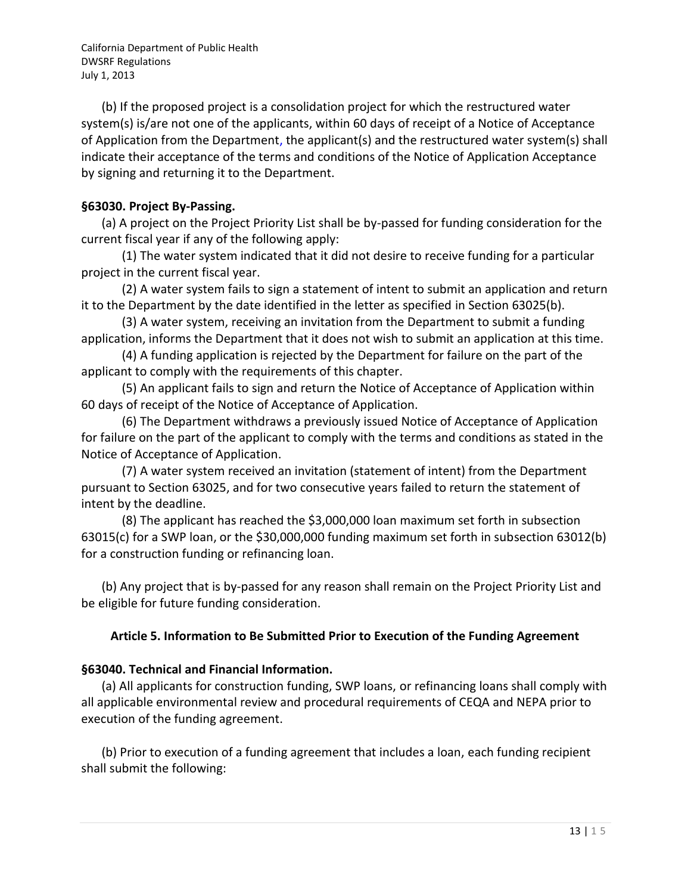(b) If the proposed project is a consolidation project for which the restructured water system(s) is/are not one of the applicants, within 60 days of receipt of a Notice of Acceptance of Application from the Department, the applicant(s) and the restructured water system(s) shall indicate their acceptance of the terms and conditions of the Notice of Application Acceptance by signing and returning it to the Department.

**§63030. Project By-Passing.**

(a) A project on the Project Priority List shall be by-passed for funding consideration for the current fiscal year if any of the following apply:

(1) The water system indicated that it did not desire to receive funding for a particular project in the current fiscal year.

(2) A water system fails to sign a statement of intent to submit an application and return it to the Department by the date identified in the letter as specified in Section 63025(b).

(3) A water system, receiving an invitation from the Department to submit a funding application, informs the Department that it does not wish to submit an application at this time.

(4) A funding application is rejected by the Department for failure on the part of the applicant to comply with the requirements of this chapter.

(5) An applicant fails to sign and return the Notice of Acceptance of Application within 60 days of receipt of the Notice of Acceptance of Application.

(6) The Department withdraws a previously issued Notice of Acceptance of Application for failure on the part of the applicant to comply with the terms and conditions as stated in the Notice of Acceptance of Application.

(7) A water system received an invitation (statement of intent) from the Department pursuant to Section 63025, and for two consecutive years failed to return the statement of intent by the deadline.

(8) The applicant has reached the $3,000,000 loan maximum set forth in subsection 63015(c) for a SWP loan, or the $30,000,000 funding maximum set forth in subsection 63012(b) for a construction funding or refinancing loan.

(b) Any project that is by-passed for any reason shall remain on the Project Priority List and be eligible for future funding consideration.

## Article 5. Information to Be Submitted Prior to Execution of the Funding Agreement

**§63040. Technical and Financial Information.**

(a) All applicants for construction funding, SWP loans, or refinancing loans shall comply with all applicable environmental review and procedural requirements of CEQA and NEPA prior to execution of the funding agreement.

(b) Prior to execution of a funding agreement that includes a loan, each funding recipient shall submit the following: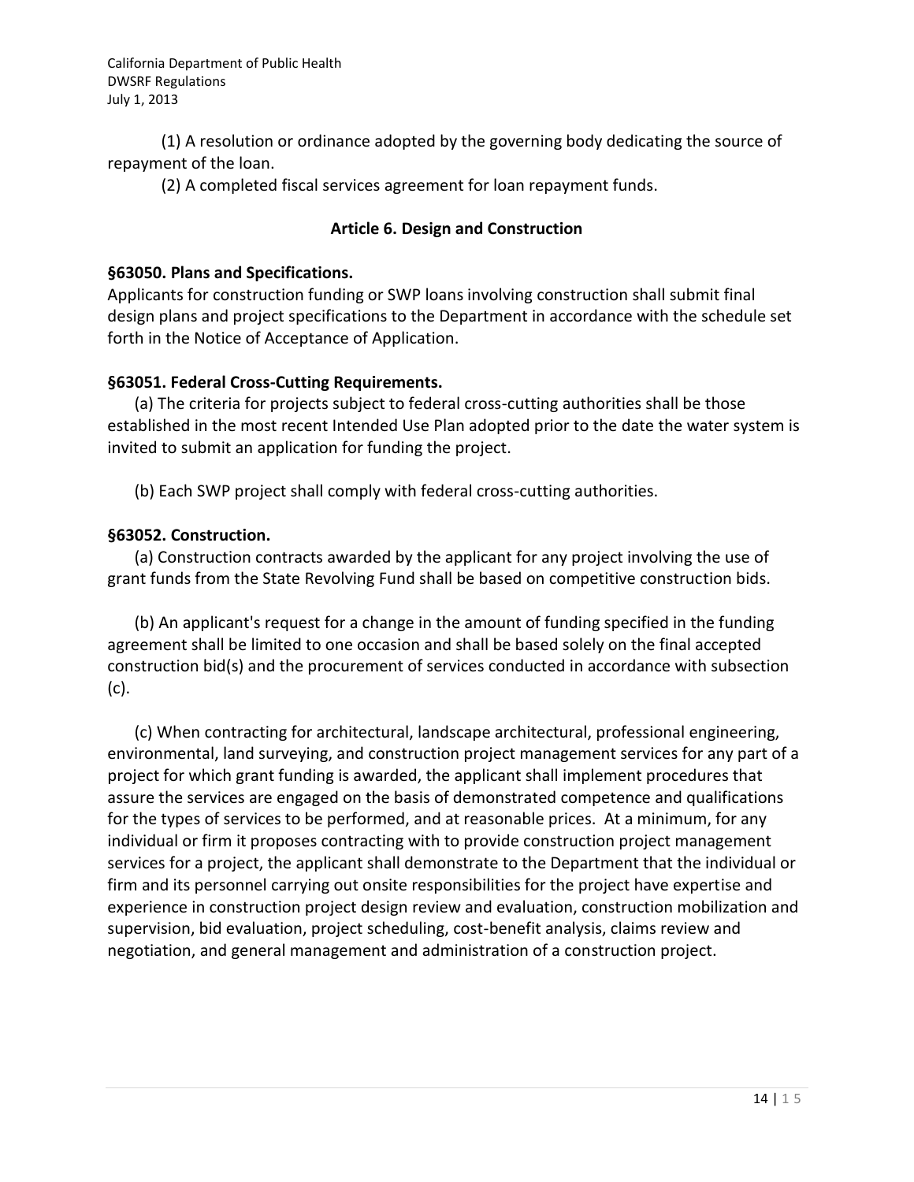(1) A resolution or ordinance adopted by the governing body dedicating the source of repayment of the loan.

(2) A completed fiscal services agreement for loan repayment funds.

## Article 6. Design and Construction

### §63050. Plans and Specifications.

Applicants for construction funding or SWP loans involving construction shall submit final design plans and project specifications to the Department in accordance with the schedule set forth in the Notice of Acceptance of Application.

### §63051. Federal Cross-Cutting Requirements.

(a) The criteria for projects subject to federal cross-cutting authorities shall be those established in the most recent Intended Use Plan adopted prior to the date the water system is invited to submit an application for funding the project.

(b) Each SWP project shall comply with federal cross-cutting authorities.

### §63052. Construction.

(a) Construction contracts awarded by the applicant for any project involving the use of grant funds from the State Revolving Fund shall be based on competitive construction bids.

(b) An applicant's request for a change in the amount of funding specified in the funding agreement shall be limited to one occasion and shall be based solely on the final accepted construction bid(s) and the procurement of services conducted in accordance with subsection (c).

(c) When contracting for architectural, landscape architectural, professional engineering, environmental, land surveying, and construction project management services for any part of a project for which grant funding is awarded, the applicant shall implement procedures that assure the services are engaged on the basis of demonstrated competence and qualifications for the types of services to be performed, and at reasonable prices. At a minimum, for any individual or firm it proposes contracting with to provide construction project management services for a project, the applicant shall demonstrate to the Department that the individual or firm and its personnel carrying out onsite responsibilities for the project have expertise and experience in construction project design review and evaluation, construction mobilization and supervision, bid evaluation, project scheduling, cost-benefit analysis, claims review and negotiation, and general management and administration of a construction project.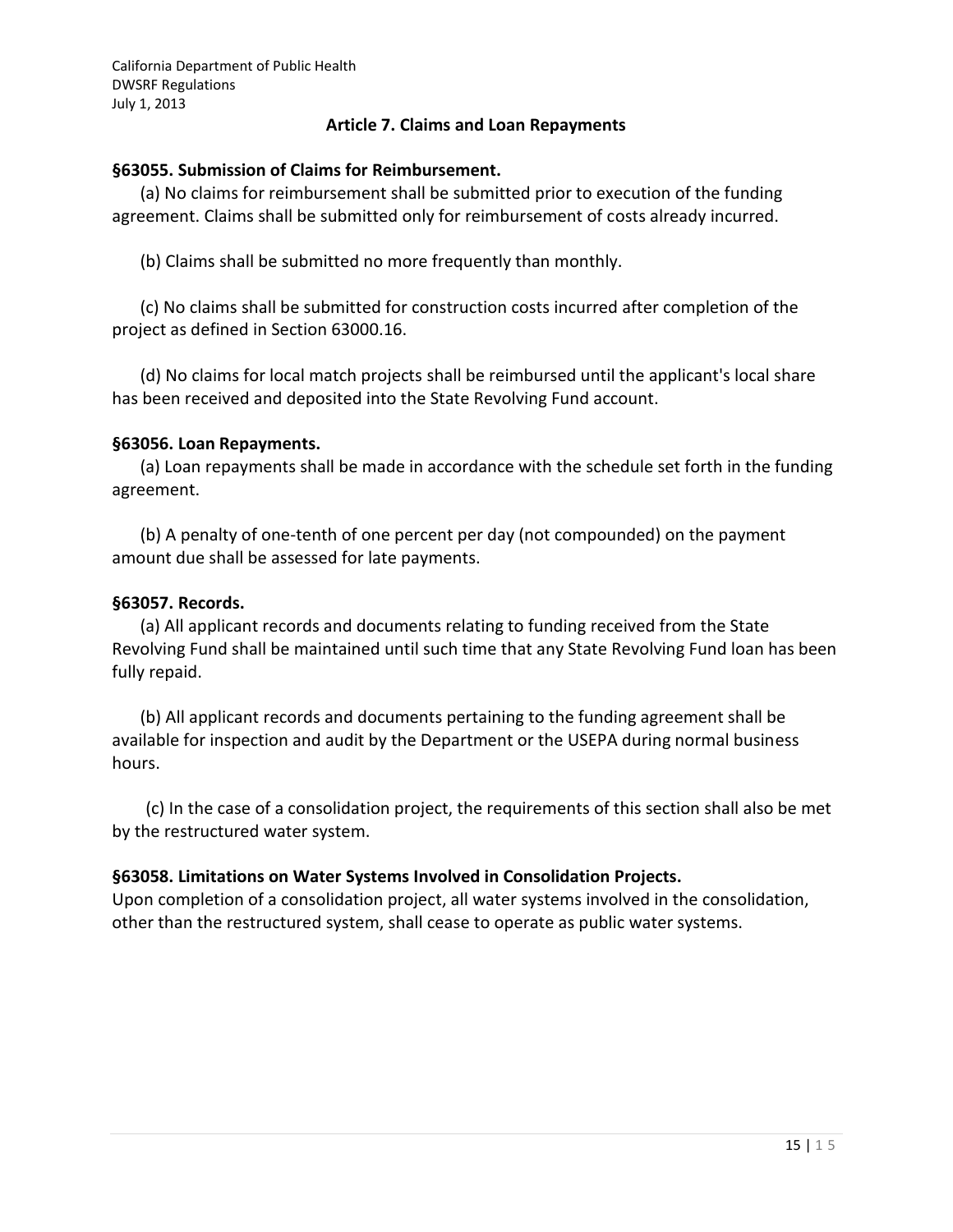## Article 7. Claims and Loan Repayments

**§63055. Submission of Claims for Reimbursement.**

(a) No claims for reimbursement shall be submitted prior to execution of the funding agreement. Claims shall be submitted only for reimbursement of costs already incurred.

(b) Claims shall be submitted no more frequently than monthly.

(c) No claims shall be submitted for construction costs incurred after completion of the project as defined in Section 63000.16.

(d) No claims for local match projects shall be reimbursed until the applicant's local share has been received and deposited into the State Revolving Fund account.

**§63056. Loan Repayments.**

(a) Loan repayments shall be made in accordance with the schedule set forth in the funding agreement.

(b) A penalty of one-tenth of one percent per day (not compounded) on the payment amount due shall be assessed for late payments.

**§63057. Records.**

(a) All applicant records and documents relating to funding received from the State Revolving Fund shall be maintained until such time that any State Revolving Fund loan has been fully repaid.

(b) All applicant records and documents pertaining to the funding agreement shall be available for inspection and audit by the Department or the USEPA during normal business hours.

(c) In the case of a consolidation project, the requirements of this section shall also be met by the restructured water system.

**§63058. Limitations on Water Systems Involved in Consolidation Projects.**

Upon completion of a consolidation project, all water systems involved in the consolidation, other than the restructured system, shall cease to operate as public water systems.